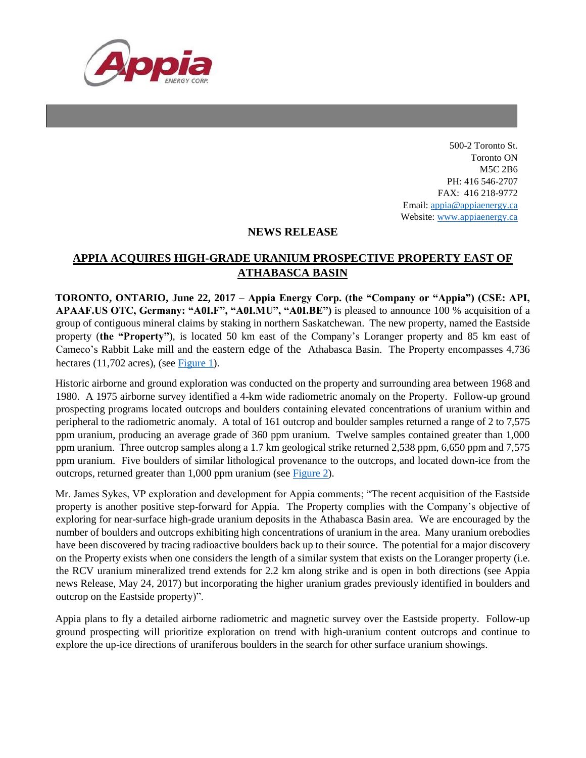500-2 Toronto St.
Toronto ON
M5C 2B6
PH: 416 546-2707
FAX: 416 218-9772
Email: appia@appiaenergy.ca
Website: www.appiaenergy.ca

**NEWS RELEASE**

# APPIA ACQUIRES HIGH-GRADE URANIUM PROSPECTIVE PROPERTY EAST OF ATHABASCA BASIN

**TORONTO, ONTARIO, June 22, 2017 – Appia Energy Corp. (the "Company or "Appia") (CSE: API, APAAF.US OTC, Germany: "A0I.F", "A0I.MU", "A0I.BE")** is pleased to announce 100 % acquisition of a group of contiguous mineral claims by staking in northern Saskatchewan. The new property, named the Eastside property (**the "Property"**), is located 50 km east of the Company's Loranger property and 85 km east of Cameco's Rabbit Lake mill and the eastern edge of the Athabasca Basin. The Property encompasses 4,736 hectares (11,702 acres), (see Figure 1).

Historic airborne and ground exploration was conducted on the property and surrounding area between 1968 and 1980. A 1975 airborne survey identified a 4-km wide radiometric anomaly on the Property. Follow-up ground prospecting programs located outcrops and boulders containing elevated concentrations of uranium within and peripheral to the radiometric anomaly. A total of 161 outcrop and boulder samples returned a range of 2 to 7,575 ppm uranium, producing an average grade of 360 ppm uranium. Twelve samples contained greater than 1,000 ppm uranium. Three outcrop samples along a 1.7 km geological strike returned 2,538 ppm, 6,650 ppm and 7,575 ppm uranium. Five boulders of similar lithological provenance to the outcrops, and located down-ice from the outcrops, returned greater than 1,000 ppm uranium (see Figure 2).

Mr. James Sykes, VP exploration and development for Appia comments; "The recent acquisition of the Eastside property is another positive step-forward for Appia. The Property complies with the Company's objective of exploring for near-surface high-grade uranium deposits in the Athabasca Basin area. We are encouraged by the number of boulders and outcrops exhibiting high concentrations of uranium in the area. Many uranium orebodies have been discovered by tracing radioactive boulders back up to their source. The potential for a major discovery on the Property exists when one considers the length of a similar system that exists on the Loranger property (i.e. the RCV uranium mineralized trend extends for 2.2 km along strike and is open in both directions (see Appia news Release, May 24, 2017) but incorporating the higher uranium grades previously identified in boulders and outcrop on the Eastside property)".

Appia plans to fly a detailed airborne radiometric and magnetic survey over the Eastside property. Follow-up ground prospecting will prioritize exploration on trend with high-uranium content outcrops and continue to explore the up-ice directions of uraniferous boulders in the search for other surface uranium showings.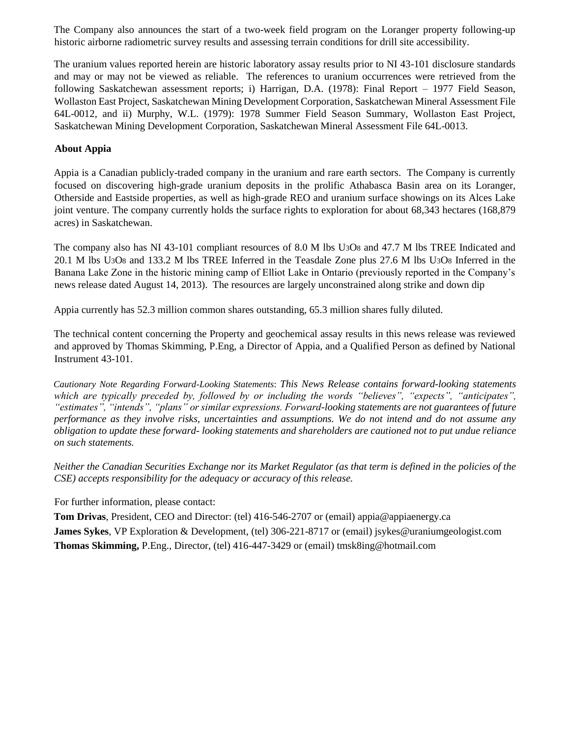The Company also announces the start of a two-week field program on the Loranger property following-up historic airborne radiometric survey results and assessing terrain conditions for drill site accessibility.

The uranium values reported herein are historic laboratory assay results prior to NI 43-101 disclosure standards and may or may not be viewed as reliable. The references to uranium occurrences were retrieved from the following Saskatchewan assessment reports; i) Harrigan, D.A. (1978): Final Report – 1977 Field Season, Wollaston East Project, Saskatchewan Mining Development Corporation, Saskatchewan Mineral Assessment File 64L-0012, and ii) Murphy, W.L. (1979): 1978 Summer Field Season Summary, Wollaston East Project, Saskatchewan Mining Development Corporation, Saskatchewan Mineral Assessment File 64L-0013.

**About Appia**

Appia is a Canadian publicly-traded company in the uranium and rare earth sectors. The Company is currently focused on discovering high-grade uranium deposits in the prolific Athabasca Basin area on its Loranger, Otherside and Eastside properties, as well as high-grade REO and uranium surface showings on its Alces Lake joint venture. The company currently holds the surface rights to exploration for about 68,343 hectares (168,879 acres) in Saskatchewan.

The company also has NI 43-101 compliant resources of 8.0 M lbs $U_3O_8$ and 47.7 M lbs TREE Indicated and 20.1 M lbs $U_3O_8$ and 133.2 M lbs TREE Inferred in the Teasdale Zone plus 27.6 M lbs $U_3O_8$ Inferred in the Banana Lake Zone in the historic mining camp of Elliot Lake in Ontario (previously reported in the Company's news release dated August 14, 2013). The resources are largely unconstrained along strike and down dip

Appia currently has 52.3 million common shares outstanding, 65.3 million shares fully diluted.

The technical content concerning the Property and geochemical assay results in this news release was reviewed and approved by Thomas Skimming, P.Eng, a Director of Appia, and a Qualified Person as defined by National Instrument 43-101.

*Cautionary Note Regarding Forward-Looking Statements: This News Release contains forward-looking statements which are typically preceded by, followed by or including the words "believes", "expects", "anticipates", "estimates", "intends", "plans" or similar expressions. Forward-looking statements are not guarantees of future performance as they involve risks, uncertainties and assumptions. We do not intend and do not assume any obligation to update these forward- looking statements and shareholders are cautioned not to put undue reliance on such statements.*

*Neither the Canadian Securities Exchange nor its Market Regulator (as that term is defined in the policies of the CSE) accepts responsibility for the adequacy or accuracy of this release.*

For further information, please contact:

**Tom Drivas**, President, CEO and Director: (tel) 416-546-2707 or (email) appia@appiaenergy.ca

**James Sykes**, VP Exploration & Development, (tel) 306-221-8717 or (email) jsykes@uraniumgeologist.com

**Thomas Skimming,** P.Eng., Director, (tel) 416-447-3429 or (email) tmsk8ing@hotmail.com